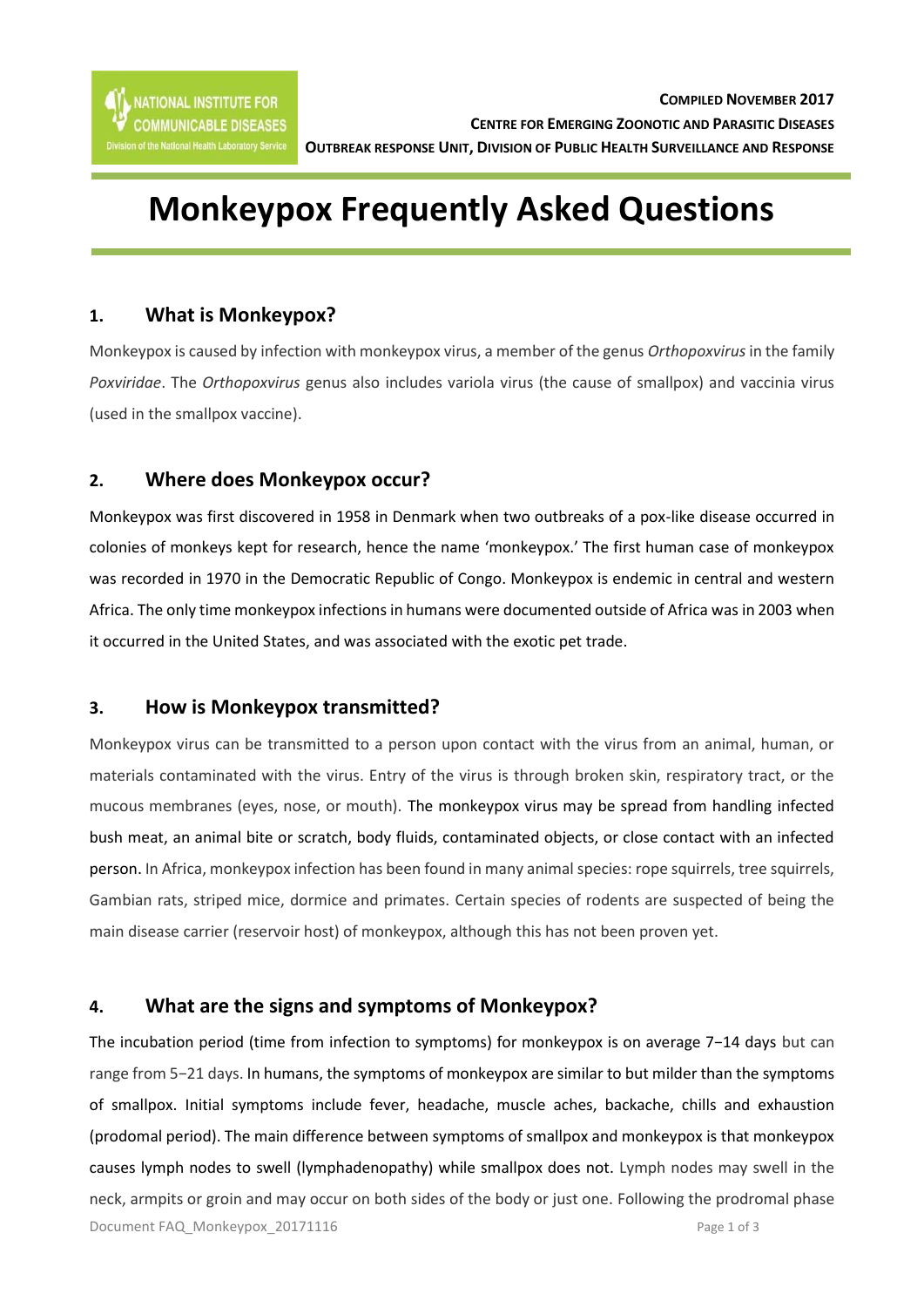**NATIONAL INSTITUTE FOR COMMUNICABLE DISEASES**
Division of the National Health Laboratory Service

**COMPILED NOVEMBER 2017**
**CENTRE FOR EMERGING ZOONOTIC AND PARASITIC DISEASES**
**OUTBREAK RESPONSE UNIT, DIVISION OF PUBLIC HEALTH SURVEILLANCE AND RESPONSE**

# Monkeypox Frequently Asked Questions

## 1. What is Monkeypox?

Monkeypox is caused by infection with monkeypox virus, a member of the genus *Orthopoxvirus* in the family *Poxviridae*. The *Orthopoxvirus* genus also includes variola virus (the cause of smallpox) and vaccinia virus (used in the smallpox vaccine).

## 2. Where does Monkeypox occur?

Monkeypox was first discovered in 1958 in Denmark when two outbreaks of a pox-like disease occurred in colonies of monkeys kept for research, hence the name 'monkeypox.' The first human case of monkeypox was recorded in 1970 in the Democratic Republic of Congo. Monkeypox is endemic in central and western Africa. The only time monkeypox infections in humans were documented outside of Africa was in 2003 when it occurred in the United States, and was associated with the exotic pet trade.

## 3. How is Monkeypox transmitted?

Monkeypox virus can be transmitted to a person upon contact with the virus from an animal, human, or materials contaminated with the virus. Entry of the virus is through broken skin, respiratory tract, or the mucous membranes (eyes, nose, or mouth). The monkeypox virus may be spread from handling infected bush meat, an animal bite or scratch, body fluids, contaminated objects, or close contact with an infected person. In Africa, monkeypox infection has been found in many animal species: rope squirrels, tree squirrels, Gambian rats, striped mice, dormice and primates. Certain species of rodents are suspected of being the main disease carrier (reservoir host) of monkeypox, although this has not been proven yet.

## 4. What are the signs and symptoms of Monkeypox?

The incubation period (time from infection to symptoms) for monkeypox is on average 7−14 days but can range from 5−21 days. In humans, the symptoms of monkeypox are similar to but milder than the symptoms of smallpox. Initial symptoms include fever, headache, muscle aches, backache, chills and exhaustion (prodomal period). The main difference between symptoms of smallpox and monkeypox is that monkeypox causes lymph nodes to swell (lymphadenopathy) while smallpox does not. Lymph nodes may swell in the neck, armpits or groin and may occur on both sides of the body or just one. Following the prodromal phase

Document FAQ_Monkeypox_20171116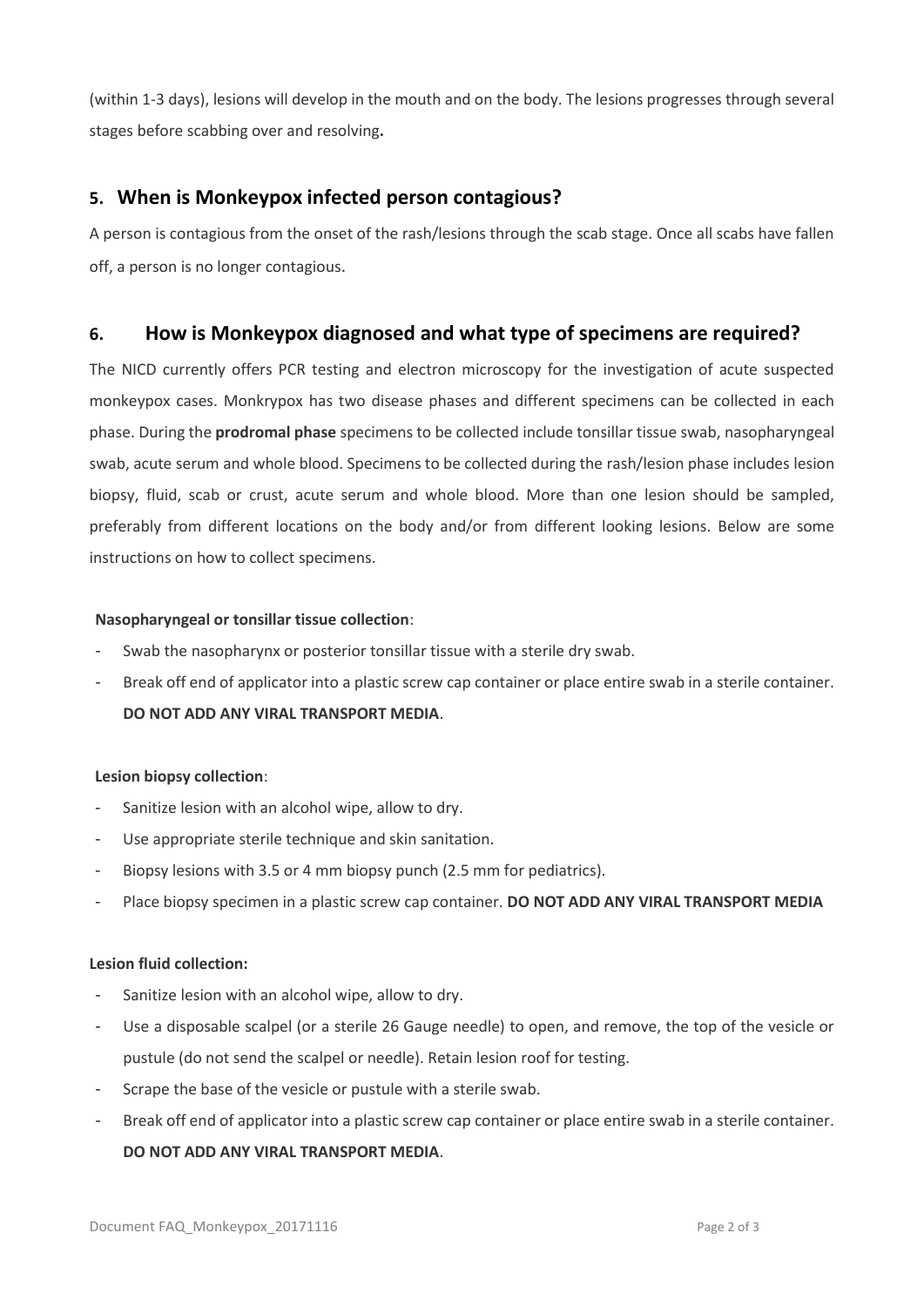(within 1-3 days), lesions will develop in the mouth and on the body. The lesions progresses through several stages before scabbing over and resolving**.**

## 5. When is Monkeypox infected person contagious?

A person is contagious from the onset of the rash/lesions through the scab stage. Once all scabs have fallen off, a person is no longer contagious.

## 6. How is Monkeypox diagnosed and what type of specimens are required?

The NICD currently offers PCR testing and electron microscopy for the investigation of acute suspected monkeypox cases. Monkrypox has two disease phases and different specimens can be collected in each phase. During the **prodromal phase** specimens to be collected include tonsillar tissue swab, nasopharyngeal swab, acute serum and whole blood. Specimens to be collected during the rash/lesion phase includes lesion biopsy, fluid, scab or crust, acute serum and whole blood. More than one lesion should be sampled, preferably from different locations on the body and/or from different looking lesions. Below are some instructions on how to collect specimens.

**Nasopharyngeal or tonsillar tissue collection**:

- Swab the nasopharynx or posterior tonsillar tissue with a sterile dry swab.
- Break off end of applicator into a plastic screw cap container or place entire swab in a sterile container. **DO NOT ADD ANY VIRAL TRANSPORT MEDIA**.

**Lesion biopsy collection**:

- Sanitize lesion with an alcohol wipe, allow to dry.
- Use appropriate sterile technique and skin sanitation.
- Biopsy lesions with 3.5 or 4 mm biopsy punch (2.5 mm for pediatrics).
- Place biopsy specimen in a plastic screw cap container. **DO NOT ADD ANY VIRAL TRANSPORT MEDIA**

**Lesion fluid collection:**

- Sanitize lesion with an alcohol wipe, allow to dry.
- Use a disposable scalpel (or a sterile 26 Gauge needle) to open, and remove, the top of the vesicle or pustule (do not send the scalpel or needle). Retain lesion roof for testing.
- Scrape the base of the vesicle or pustule with a sterile swab.
- Break off end of applicator into a plastic screw cap container or place entire swab in a sterile container. **DO NOT ADD ANY VIRAL TRANSPORT MEDIA**.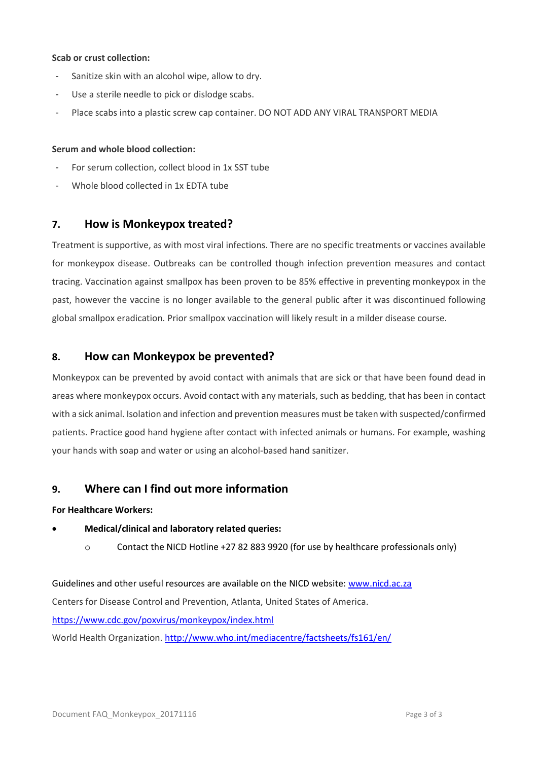**Scab or crust collection:**

- Sanitize skin with an alcohol wipe, allow to dry.
- Use a sterile needle to pick or dislodge scabs.
- Place scabs into a plastic screw cap container. DO NOT ADD ANY VIRAL TRANSPORT MEDIA

**Serum and whole blood collection:**

- For serum collection, collect blood in 1x SST tube
- Whole blood collected in 1x EDTA tube

## 7. How is Monkeypox treated?

Treatment is supportive, as with most viral infections. There are no specific treatments or vaccines available for monkeypox disease. Outbreaks can be controlled though infection prevention measures and contact tracing. Vaccination against smallpox has been proven to be 85% effective in preventing monkeypox in the past, however the vaccine is no longer available to the general public after it was discontinued following global smallpox eradication. Prior smallpox vaccination will likely result in a milder disease course.

## 8. How can Monkeypox be prevented?

Monkeypox can be prevented by avoid contact with animals that are sick or that have been found dead in areas where monkeypox occurs. Avoid contact with any materials, such as bedding, that has been in contact with a sick animal. Isolation and infection and prevention measures must be taken with suspected/confirmed patients. Practice good hand hygiene after contact with infected animals or humans. For example, washing your hands with soap and water or using an alcohol-based hand sanitizer.

## 9. Where can I find out more information

**For Healthcare Workers:**

- **Medical/clinical and laboratory related queries:**
  - Contact the NICD Hotline +27 82 883 9920 (for use by healthcare professionals only)

Guidelines and other useful resources are available on the NICD website: www.nicd.ac.za

Centers for Disease Control and Prevention, Atlanta, United States of America.

https://www.cdc.gov/poxvirus/monkeypox/index.html

World Health Organization. http://www.who.int/mediacentre/factsheets/fs161/en/

Document FAQ_Monkeypox_20171116